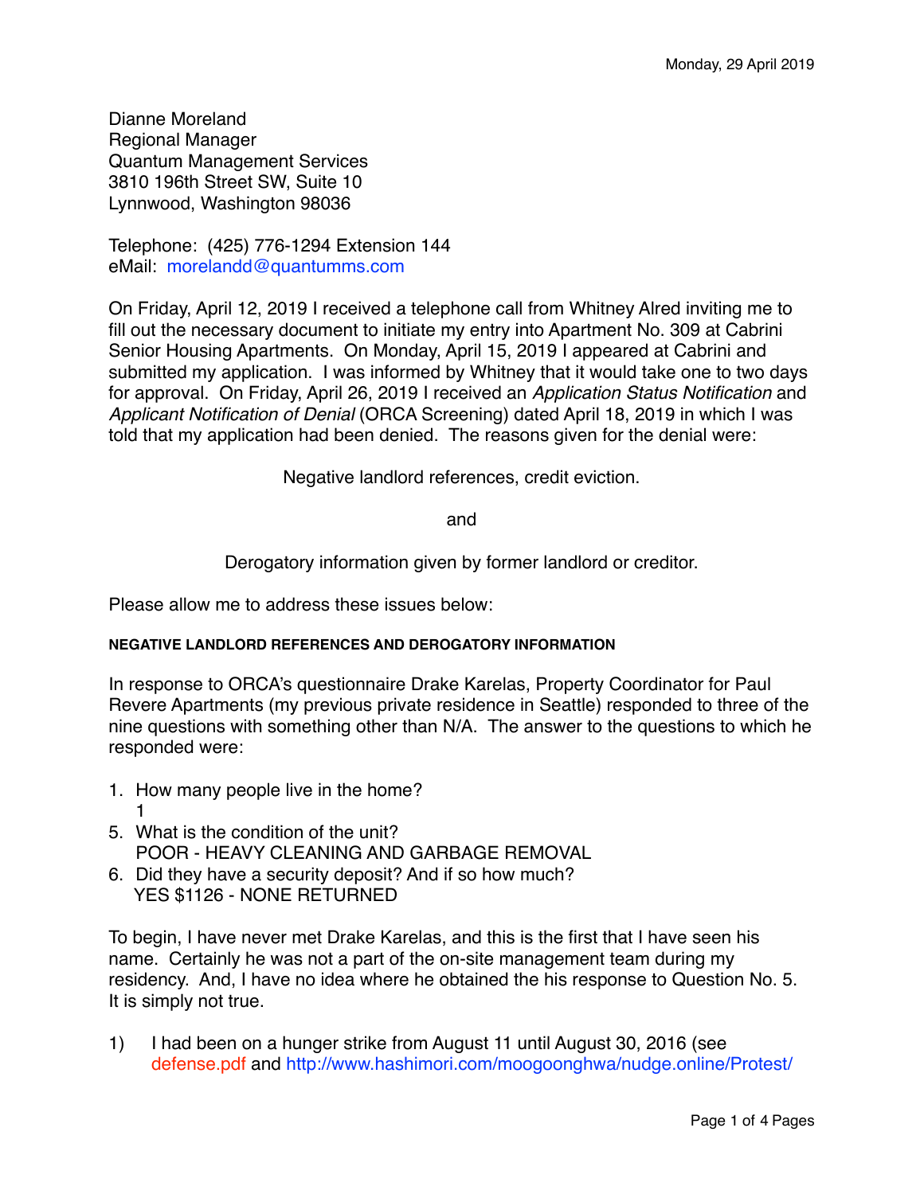Monday, 29 April 2019

Dianne Moreland
Regional Manager
Quantum Management Services
3810 196th Street SW, Suite 10
Lynnwood, Washington 98036

Telephone: (425) 776-1294 Extension 144
eMail: morelandd@quantumms.com

On Friday, April 12, 2019 I received a telephone call from Whitney Alred inviting me to fill out the necessary document to initiate my entry into Apartment No. 309 at Cabrini Senior Housing Apartments. On Monday, April 15, 2019 I appeared at Cabrini and submitted my application. I was informed by Whitney that it would take one to two days for approval. On Friday, April 26, 2019 I received an *Application Status Notification* and *Applicant Notification of Denial* (ORCA Screening) dated April 18, 2019 in which I was told that my application had been denied. The reasons given for the denial were:

Negative landlord references, credit eviction.

and

Derogatory information given by former landlord or creditor.

Please allow me to address these issues below:

#### NEGATIVE LANDLORD REFERENCES AND DEROGATORY INFORMATION

In response to ORCA's questionnaire Drake Karelas, Property Coordinator for Paul Revere Apartments (my previous private residence in Seattle) responded to three of the nine questions with something other than N/A. The answer to the questions to which he responded were:

1. How many people live in the home?
   1
5. What is the condition of the unit?
   POOR - HEAVY CLEANING AND GARBAGE REMOVAL
6. Did they have a security deposit? And if so how much?
   YES $1126 - NONE RETURNED

To begin, I have never met Drake Karelas, and this is the first that I have seen his name. Certainly he was not a part of the on-site management team during my residency. And, I have no idea where he obtained the his response to Question No. 5. It is simply not true.

1) I had been on a hunger strike from August 11 until August 30, 2016 (see defense.pdf and http://www.hashimori.com/moogoonghwa/nudge.online/Protest/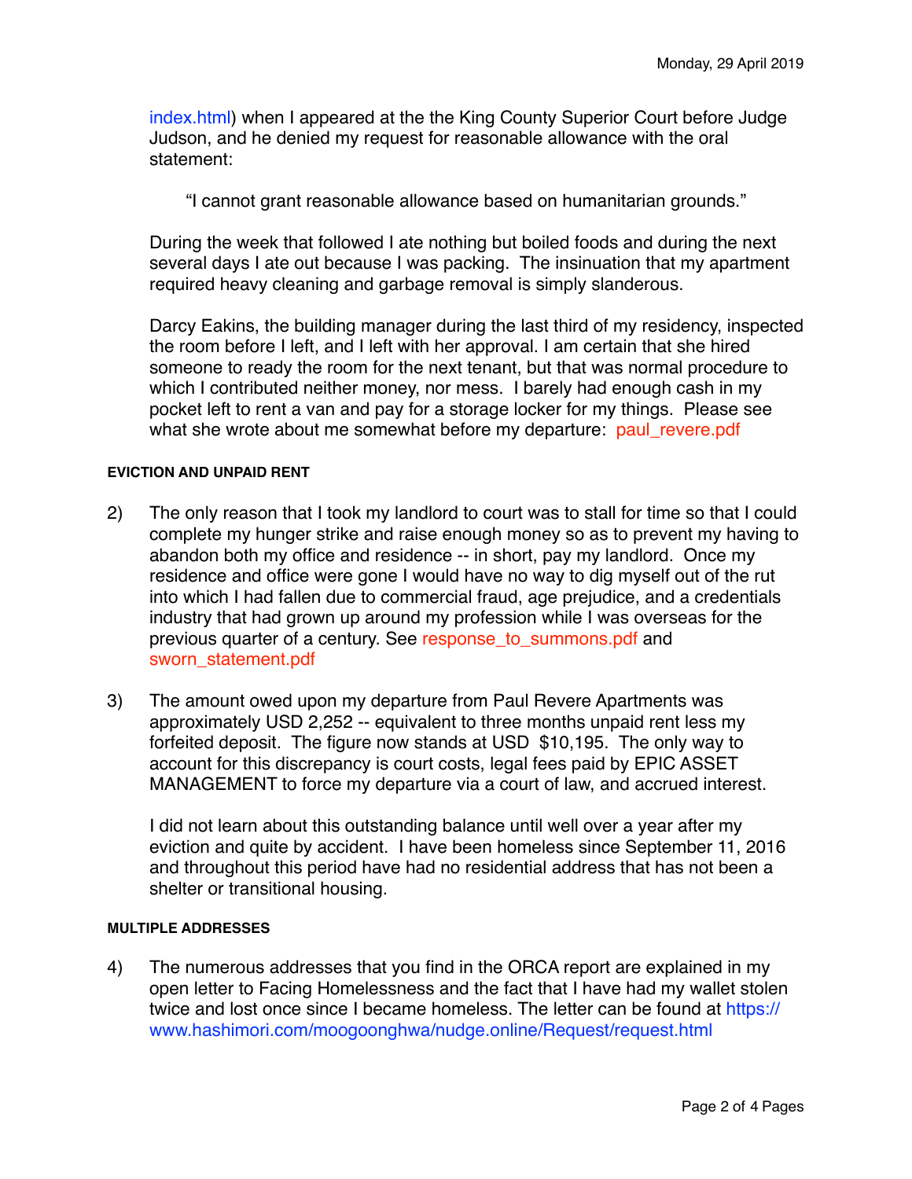index.html) when I appeared at the the King County Superior Court before Judge Judson, and he denied my request for reasonable allowance with the oral statement:

> "I cannot grant reasonable allowance based on humanitarian grounds."

During the week that followed I ate nothing but boiled foods and during the next several days I ate out because I was packing. The insinuation that my apartment required heavy cleaning and garbage removal is simply slanderous.

Darcy Eakins, the building manager during the last third of my residency, inspected the room before I left, and I left with her approval. I am certain that she hired someone to ready the room for the next tenant, but that was normal procedure to which I contributed neither money, nor mess. I barely had enough cash in my pocket left to rent a van and pay for a storage locker for my things. Please see what she wrote about me somewhat before my departure: paul_revere.pdf

#### EVICTION AND UNPAID RENT

2) The only reason that I took my landlord to court was to stall for time so that I could complete my hunger strike and raise enough money so as to prevent my having to abandon both my office and residence -- in short, pay my landlord. Once my residence and office were gone I would have no way to dig myself out of the rut into which I had fallen due to commercial fraud, age prejudice, and a credentials industry that had grown up around my profession while I was overseas for the previous quarter of a century. See response_to_summons.pdf and sworn_statement.pdf

3) The amount owed upon my departure from Paul Revere Apartments was approximately USD 2,252 -- equivalent to three months unpaid rent less my forfeited deposit. The figure now stands at USD $10,195. The only way to account for this discrepancy is court costs, legal fees paid by EPIC ASSET MANAGEMENT to force my departure via a court of law, and accrued interest.

   I did not learn about this outstanding balance until well over a year after my eviction and quite by accident. I have been homeless since September 11, 2016 and throughout this period have had no residential address that has not been a shelter or transitional housing.

#### MULTIPLE ADDRESSES

4) The numerous addresses that you find in the ORCA report are explained in my open letter to Facing Homelessness and the fact that I have had my wallet stolen twice and lost once since I became homeless. The letter can be found at https://www.hashimori.com/moogoonghwa/nudge.online/Request/request.html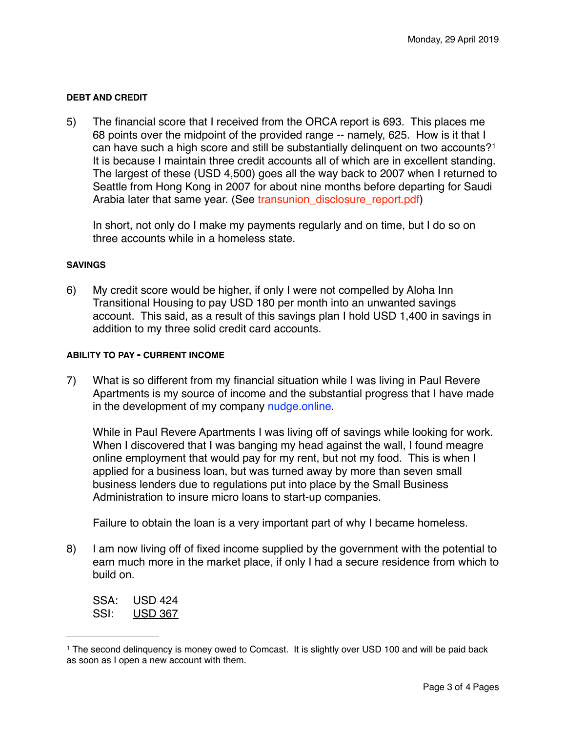Monday, 29 April 2019

#### DEBT AND CREDIT

5) The financial score that I received from the ORCA report is 693. This places me 68 points over the midpoint of the provided range -- namely, 625. How is it that I can have such a high score and still be substantially delinquent on two accounts?[1] It is because I maintain three credit accounts all of which are in excellent standing. The largest of these (USD 4,500) goes all the way back to 2007 when I returned to Seattle from Hong Kong in 2007 for about nine months before departing for Saudi Arabia later that same year. (See transunion_disclosure_report.pdf)

   In short, not only do I make my payments regularly and on time, but I do so on three accounts while in a homeless state.

#### SAVINGS

6) My credit score would be higher, if only I were not compelled by Aloha Inn Transitional Housing to pay USD 180 per month into an unwanted savings account. This said, as a result of this savings plan I hold USD 1,400 in savings in addition to my three solid credit card accounts.

#### ABILITY TO PAY - CURRENT INCOME

7) What is so different from my financial situation while I was living in Paul Revere Apartments is my source of income and the substantial progress that I have made in the development of my company nudge.online.

   While in Paul Revere Apartments I was living off of savings while looking for work. When I discovered that I was banging my head against the wall, I found meagre online employment that would pay for my rent, but not my food. This is when I applied for a business loan, but was turned away by more than seven small business lenders due to regulations put into place by the Small Business Administration to insure micro loans to start-up companies.

   Failure to obtain the loan is a very important part of why I became homeless.

8) I am now living off of fixed income supplied by the government with the potential to earn much more in the market place, if only I had a secure residence from which to build on.

   SSA: USD 424
   SSI: USD 367

---

[1] The second delinquency is money owed to Comcast. It is slightly over USD 100 and will be paid back as soon as I open a new account with them.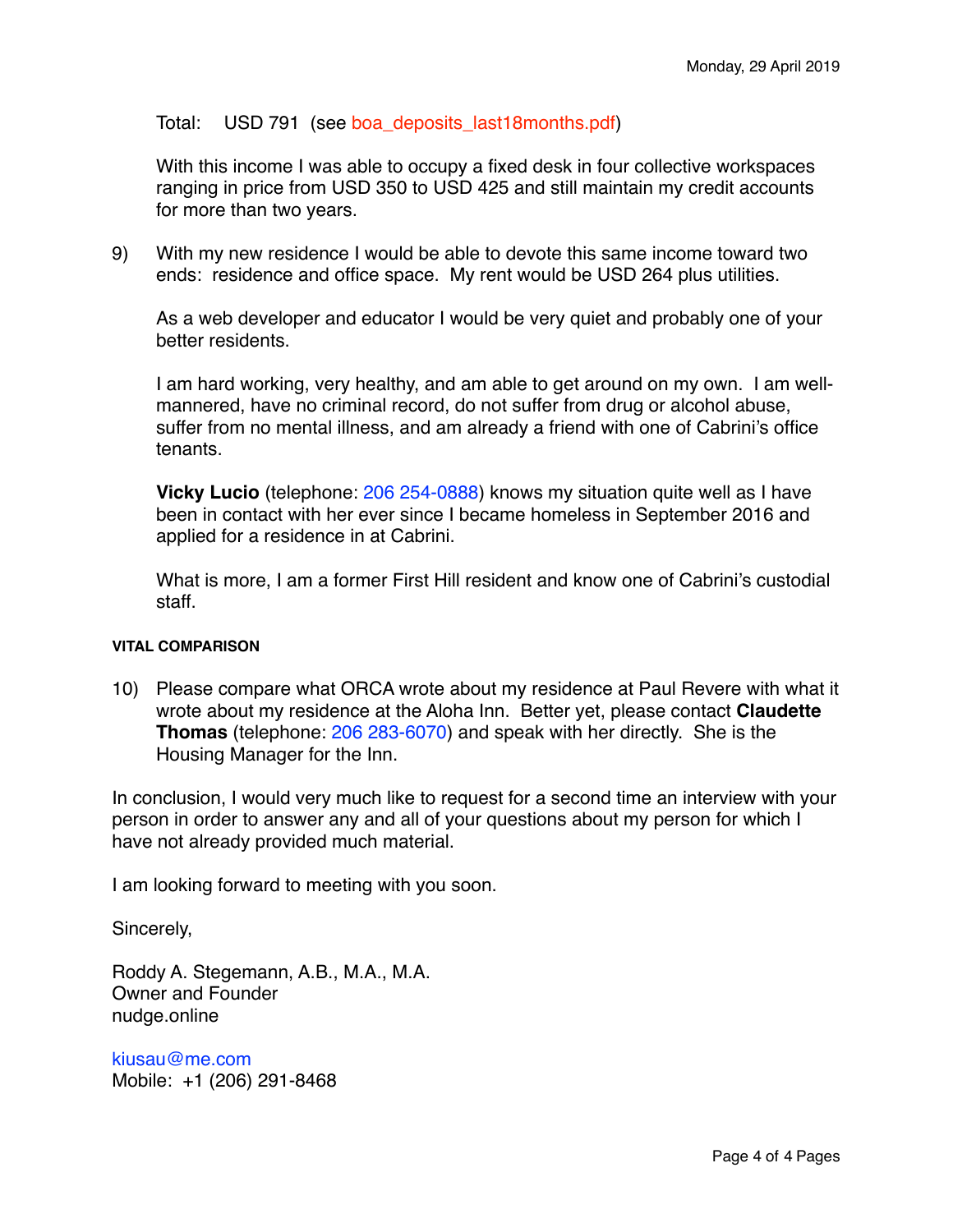Total: USD 791 (see boa_deposits_last18months.pdf)

With this income I was able to occupy a fixed desk in four collective workspaces ranging in price from USD 350 to USD 425 and still maintain my credit accounts for more than two years.

9) With my new residence I would be able to devote this same income toward two ends: residence and office space. My rent would be USD 264 plus utilities.

   As a web developer and educator I would be very quiet and probably one of your better residents.

   I am hard working, very healthy, and am able to get around on my own. I am well-mannered, have no criminal record, do not suffer from drug or alcohol abuse, suffer from no mental illness, and am already a friend with one of Cabrini's office tenants.

   **Vicky Lucio** (telephone: 206 254-0888) knows my situation quite well as I have been in contact with her ever since I became homeless in September 2016 and applied for a residence in at Cabrini.

   What is more, I am a former First Hill resident and know one of Cabrini's custodial staff.

#### VITAL COMPARISON

10) Please compare what ORCA wrote about my residence at Paul Revere with what it wrote about my residence at the Aloha Inn. Better yet, please contact **Claudette Thomas** (telephone: 206 283-6070) and speak with her directly. She is the Housing Manager for the Inn.

In conclusion, I would very much like to request for a second time an interview with your person in order to answer any and all of your questions about my person for which I have not already provided much material.

I am looking forward to meeting with you soon.

Sincerely,

Roddy A. Stegemann, A.B., M.A., M.A.
Owner and Founder
nudge.online

kiusau@me.com
Mobile: +1 (206) 291-8468